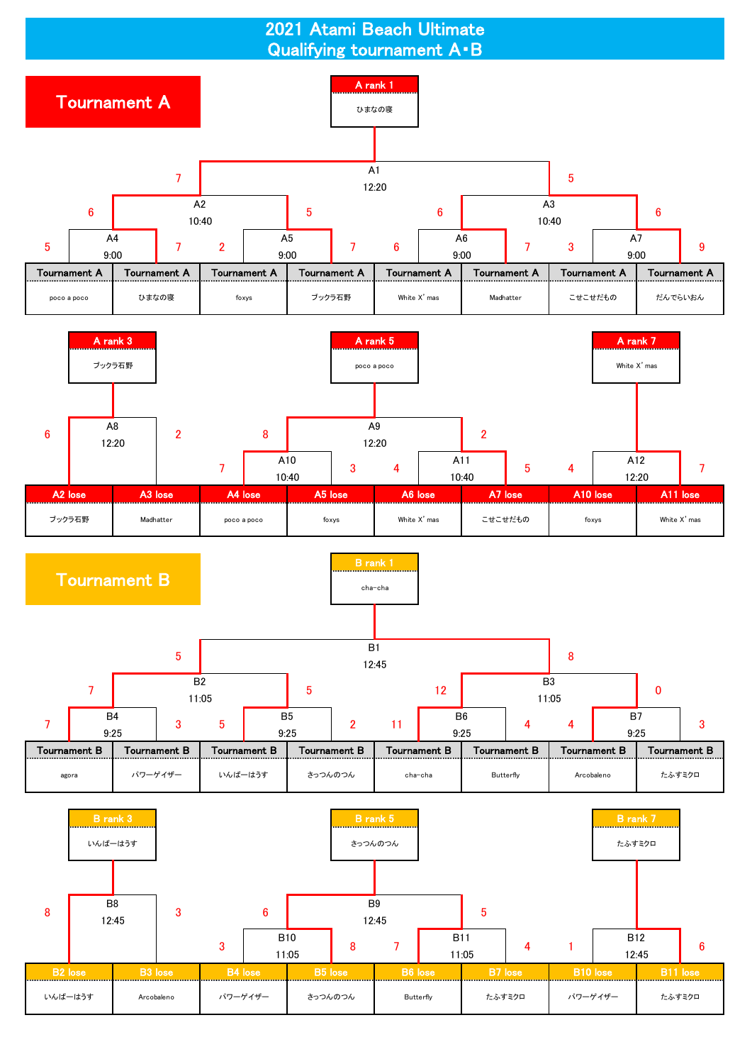# 2021 Atami Beach Ultimate
## Qualifying tournament A･B

## Tournament A

**A rank 1**: ひまなの寝

| Match | Time | Team 1 | Score | Score | Team 2 |
|---|---|---|---|---|---|
| A4 | 9:00 | poco a poco | 5 | 7 | ひまなの寝 |
| A5 | 9:00 | foxys | 2 | 7 | ブックラ石野 |
| A6 | 9:00 | White X'mas | 6 | 7 | Madhatter |
| A7 | 9:00 | こせこせだもの | 3 | 9 | だんでらいおん |
| A2 | 10:40 | A4 winner (ひまなの寝) | 6 | 5 | A5 winner (ブックラ石野) |
| A3 | 10:40 | A6 winner (Madhatter) | 6 | 6 | A7 winner (だんでらいおん) |
| A1 | 12:20 | A2 winner | 7 | 5 | A3 winner |

Initial slots: Tournament A ×8 — poco a poco, ひまなの寝, foxys, ブックラ石野, White X'mas, Madhatter, こせこせだもの, だんでらいおん

**A rank 3**: ブックラ石野

| Match | Time | Team 1 | Score | Score | Team 2 |
|---|---|---|---|---|---|
| A8 | 12:20 | A2 lose (ブックラ石野) | 6 | 2 | A3 lose (Madhatter) |

**A rank 5**: poco a poco

| Match | Time | Team 1 | Score | Score | Team 2 |
|---|---|---|---|---|---|
| A10 | 10:40 | A4 lose (poco a poco) | 7 | 3 | A5 lose (foxys) |
| A11 | 10:40 | A6 lose (White X'mas) | 4 | 5 | A7 lose (こせこせだもの) |
| A9 | 12:20 | A10 winner | 8 | 2 | A11 winner |

**A rank 7**: White X'mas

| Match | Time | Team 1 | Score | Score | Team 2 |
|---|---|---|---|---|---|
| A12 | 12:20 | A10 lose (foxys) | 4 | 7 | A11 lose (White X'mas) |

## Tournament B

**B rank 1**: cha-cha

| Match | Time | Team 1 | Score | Score | Team 2 |
|---|---|---|---|---|---|
| B4 | 9:25 | agora | 7 | 3 | パワーゲイザー |
| B5 | 9:25 | いんばーはうす | 5 | 2 | さっつんのつん |
| B6 | 9:25 | cha-cha | 11 | 4 | Butterfly |
| B7 | 9:25 | Arcobaleno | 4 | 3 | たふすミクロ |
| B2 | 11:05 | B4 winner | 7 | 5 | B5 winner |
| B3 | 11:05 | B6 winner | 12 | 0 | B7 winner |
| B1 | 12:45 | B2 winner | 5 | 8 | B3 winner |

Initial slots: Tournament B ×8 — agora, パワーゲイザー, いんばーはうす, さっつんのつん, cha-cha, Butterfly, Arcobaleno, たふすミクロ

**B rank 3**: いんばーはうす

| Match | Time | Team 1 | Score | Score | Team 2 |
|---|---|---|---|---|---|
| B8 | 12:45 | B2 lose (いんばーはうす) | 8 | 3 | B3 lose (Arcobaleno) |

**B rank 5**: さっつんのつん

| Match | Time | Team 1 | Score | Score | Team 2 |
|---|---|---|---|---|---|
| B10 | 11:05 | B4 lose (パワーゲイザー) | 3 | 8 | B5 lose (さっつんのつん) |
| B11 | 11:05 | B6 lose (Butterfly) | 7 | 4 | B7 lose (たふすミクロ) |
| B9 | 12:45 | B10 winner | 6 | 5 | B11 winner |

**B rank 7**: たふすミクロ

| Match | Time | Team 1 | Score | Score | Team 2 |
|---|---|---|---|---|---|
| B12 | 12:45 | B10 lose (パワーゲイザー) | 1 | 6 | B11 lose (たふすミクロ) |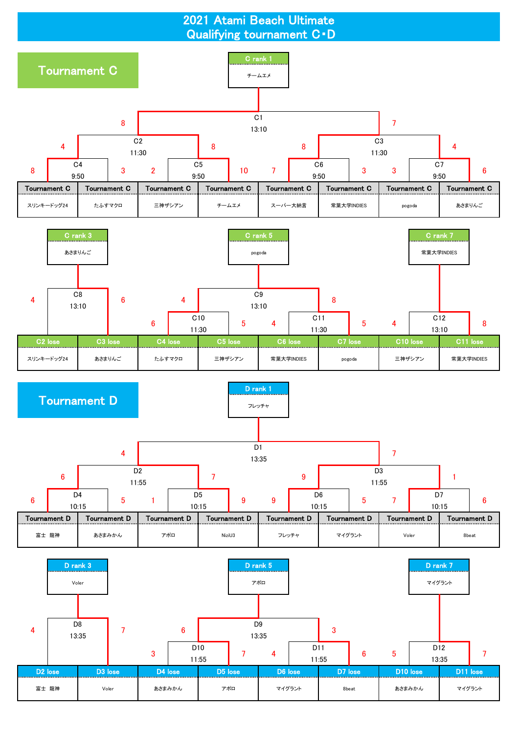# 2021 Atami Beach Ultimate
# Qualifying tournament C・D

## Tournament C

**C rank 1**: チームエメ

### Main bracket

| Match | Time | Team / Source | Score | Team / Source | Score |
|---|---|---|---|---|---|
| C4 | 9:50 | スリンキードッグ24 | 8 | たふすマクロ | 3 |
| C5 | 9:50 | 三神ザシアン | 2 | チームエメ | 10 |
| C6 | 9:50 | スーパー大納言 | 7 | 常葉大学INDIES | 3 |
| C7 | 9:50 | pogoda | 3 | あさまりんご | 6 |
| C2 | 11:30 | C4 winner | 4 | C5 winner | 8 |
| C3 | 11:30 | C6 winner | 8 | C7 winner | 4 |
| C1 | 13:10 | C2 winner | 8 | C3 winner | 7 |

### Placement brackets

**C rank 3**: あさまりんご

**C rank 5**: pogoda

**C rank 7**: 常葉大学INDIES

| Match | Time | Team / Source | Score | Team / Source | Score |
|---|---|---|---|---|---|
| C8 | 13:10 | C2 lose: スリンキードッグ24 | 4 | C3 lose: あさまりんご | 6 |
| C10 | 11:30 | C4 lose: たふすマクロ | 6 | C5 lose: 三神ザシアン | 5 |
| C11 | 11:30 | C6 lose: 常葉大学INDIES | 4 | C7 lose: pogoda | 5 |
| C9 | 13:10 | C10 winner | 4 | C11 winner | 8 |
| C12 | 13:10 | C10 lose: 三神ザシアン | 4 | C11 lose: 常葉大学INDIES | 8 |

## Tournament D

**D rank 1**: フレッチャ

### Main bracket

| Match | Time | Team / Source | Score | Team / Source | Score |
|---|---|---|---|---|---|
| D4 | 10:15 | 富士　龍神 | 6 | あさまみかん | 5 |
| D5 | 10:15 | アポロ | 1 | NiziU3 | 9 |
| D6 | 10:15 | フレッチャ | 9 | マイグラント | 5 |
| D7 | 10:15 | Voler | 7 | 8beat | 6 |
| D2 | 11:55 | D4 winner | 6 | D5 winner | 7 |
| D3 | 11:55 | D6 winner | 9 | D7 winner | 1 |
| D1 | 13:35 | D2 winner | 4 | D3 winner | 7 |

### Placement brackets

**D rank 3**: Voler

**D rank 5**: アポロ

**D rank 7**: マイグラント

| Match | Time | Team / Source | Score | Team / Source | Score |
|---|---|---|---|---|---|
| D8 | 13:35 | D2 lose: 富士　龍神 | 4 | D3 lose: Voler | 7 |
| D10 | 11:55 | D4 lose: あさまみかん | 3 | D5 lose: アポロ | 7 |
| D11 | 11:55 | D6 lose: マイグラント | 4 | D7 lose: 8beat | 6 |
| D9 | 13:35 | D10 winner | 6 | D11 winner | 3 |
| D12 | 13:35 | D10 lose: あさまみかん | 5 | D11 lose: マイグラント | 7 |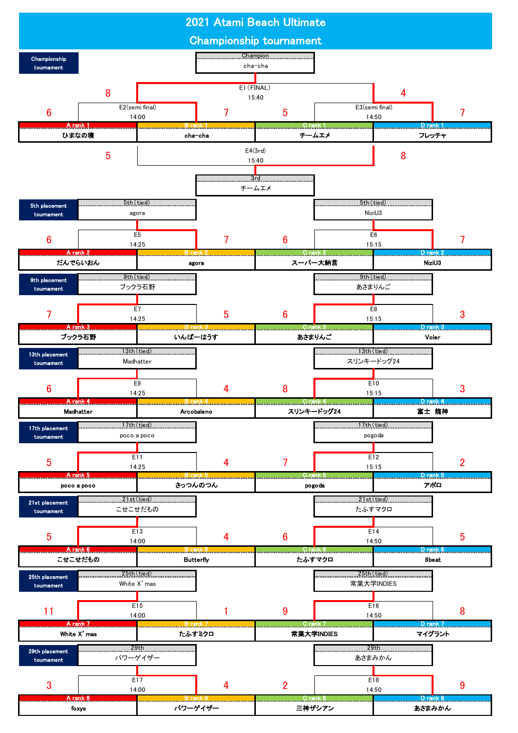# 2021 Atami Beach Ultimate
## Championship tournament

### Championship tournament

**Champion:** cha-cha

| Match | Time | Team 1 | Score | Team 2 | Score |
|---|---|---|---|---|---|
| E2 (semi final) | 14:00 | A rank 1 ひまなの寝 | 6 | B rank 1 cha-cha | 7 |
| E3 (semi final) | 14:50 | C rank 1 チームエメ | 5 | D rank 1 フレッチャ | 7 |
| E1 (FINAL) | 15:40 | cha-cha | 8 | フレッチャ | 4 |
| E4 (3rd) | 15:40 | ひまなの寝 | 5 | チームエメ | 8 |

**3rd:** チームエメ

### 5th placement tournament

| Match | Time | Team 1 | Score | Team 2 | Score | 5th (tied) |
|---|---|---|---|---|---|---|
| E5 | 14:25 | A rank 2 だんでらいおん | 6 | B rank 2 agora | 7 | agora |
| E6 | 15:15 | C rank 2 スーパー大納言 | 6 | D rank 2 NiziU3 | 7 | NiziU3 |

### 9th placement tournament

| Match | Time | Team 1 | Score | Team 2 | Score | 9th (tied) |
|---|---|---|---|---|---|---|
| E7 | 14:25 | A rank 3 ブックラ石野 | 7 | B rank 3 いんぱーはうす | 5 | ブックラ石野 |
| E8 | 15:15 | C rank 3 あさまりんご | 6 | D rank 3 Voler | 3 | あさまりんご |

### 13th placement tournament

| Match | Time | Team 1 | Score | Team 2 | Score | 13th (tied) |
|---|---|---|---|---|---|---|
| E9 | 14:25 | A rank 4 Madhatter | 6 | B rank 4 Arcobaleno | 4 | Madhatter |
| E10 | 15:15 | C rank 4 スリンキードッグ24 | 8 | D rank 4 富士 龍神 | 3 | スリンキードッグ24 |

### 17th placement tournament

| Match | Time | Team 1 | Score | Team 2 | Score | 17th (tied) |
|---|---|---|---|---|---|---|
| E11 | 14:25 | A rank 5 poco a poco | 5 | B rank 5 さっつんのつん | 4 | poco a poco |
| E12 | 15:15 | C rank 5 pogoda | 7 | D rank 5 アポロ | 2 | pogoda |

### 21st placement tournament

| Match | Time | Team 1 | Score | Team 2 | Score | 21st (tied) |
|---|---|---|---|---|---|---|
| E13 | 14:00 | A rank 6 こせこせだもの | 5 | B rank 6 Butterfly | 4 | こせこせだもの |
| E14 | 14:50 | C rank 6 たふすマクロ | 6 | D rank 6 8beat | 5 | たふすマクロ |

### 25th placement tournament

| Match | Time | Team 1 | Score | Team 2 | Score | 25th (tied) |
|---|---|---|---|---|---|---|
| E15 | 14:00 | A rank 7 White X'mas | 11 | B rank 7 たふすミクロ | 1 | White X'mas |
| E16 | 14:50 | C rank 7 常葉大学INDIES | 9 | D rank 7 マイグラント | 8 | 常葉大学INDIES |

### 29th placement tournament

| Match | Time | Team 1 | Score | Team 2 | Score | 29th |
|---|---|---|---|---|---|---|
| E17 | 14:00 | A rank 8 foxys | 3 | B rank 8 パワーゲイザー | 4 | パワーゲイザー |
| E18 | 14:50 | C rank 8 三神ザシアン | 2 | D rank 8 あさまみかん | 9 | あさまみかん |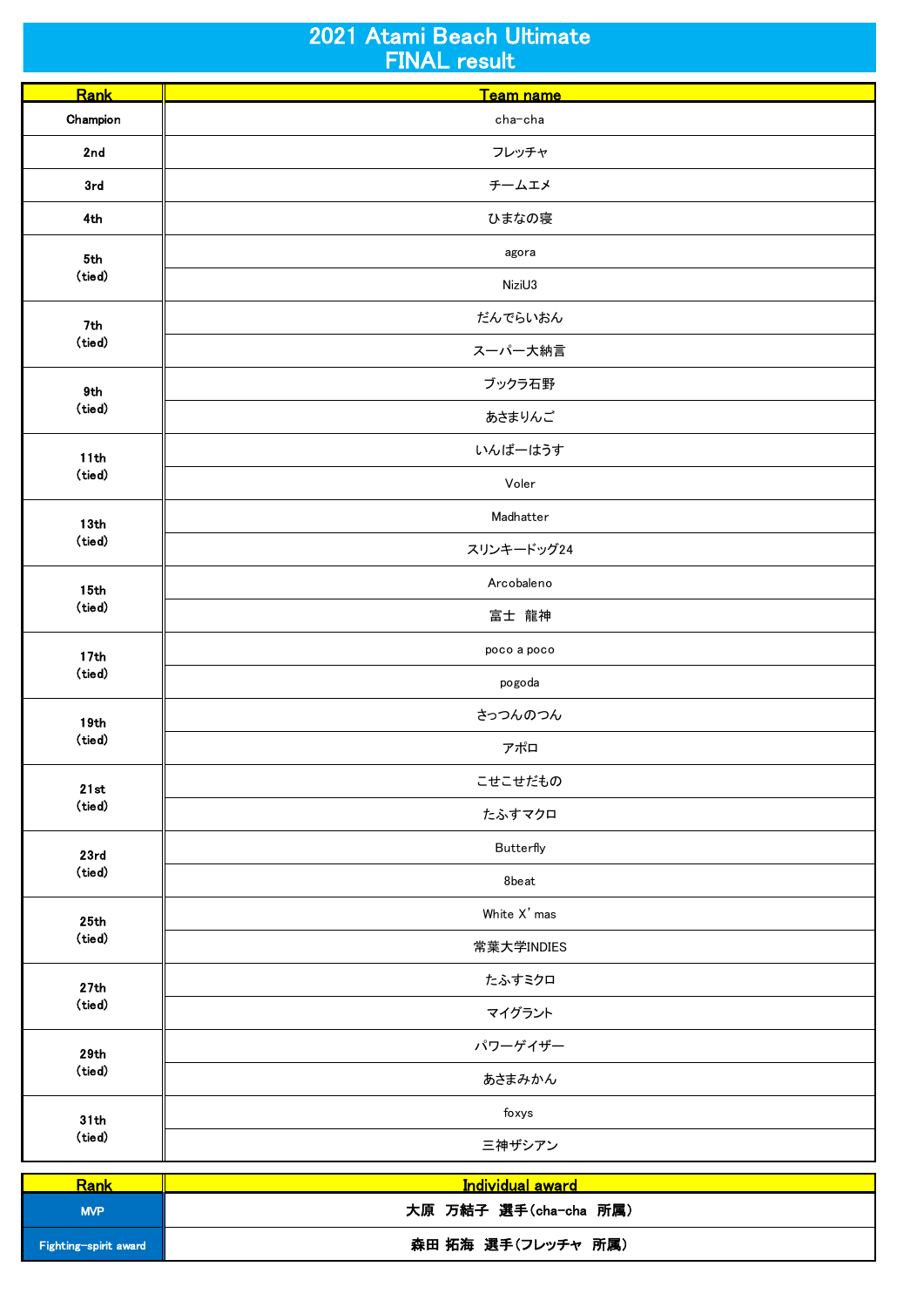# 2021 Atami Beach Ultimate
# FINAL result

| Rank | Team name |
|---|---|
| Champion | cha-cha |
| 2nd | フレッチャ |
| 3rd | チームエメ |
| 4th | ひまなの寝 |
| 5th (tied) | agora |
| | NiziU3 |
| 7th (tied) | だんでらいおん |
| | スーパー大納言 |
| 9th (tied) | ブックラ石野 |
| | あさまりんご |
| 11th (tied) | いんぱーはうす |
| | Voler |
| 13th (tied) | Madhatter |
| | スリンキードッグ24 |
| 15th (tied) | Arcobaleno |
| | 富士　龍神 |
| 17th (tied) | poco a poco |
| | pogoda |
| 19th (tied) | さっつんのつん |
| | アポロ |
| 21st (tied) | こせこせだもの |
| | たふすマクロ |
| 23rd (tied) | Butterfly |
| | 8beat |
| 25th (tied) | White X'mas |
| | 常葉大学INDIES |
| 27th (tied) | たふすミクロ |
| | マイグラント |
| 29th (tied) | パワーゲイザー |
| | あさまみかん |
| 31th (tied) | foxys |
| | 三神ザシアン |

| Rank | Individual award |
|---|---|
| MVP | **大原　万結子　選手（cha-cha　所属）** |
| Fighting-spirit award | **森田 拓海　選手（フレッチャ　所属）** |